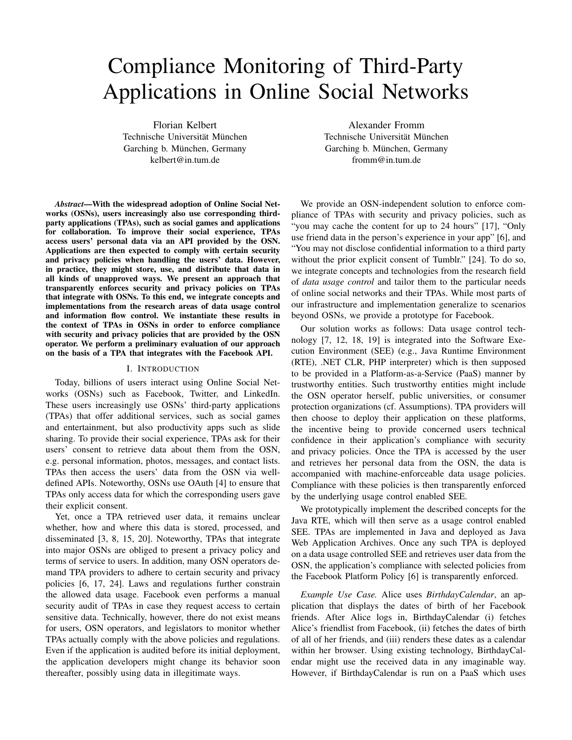# Compliance Monitoring of Third-Party Applications in Online Social Networks

Florian Kelbert
Technische Universität München
Garching b. München, Germany
kelbert@in.tum.de

Alexander Fromm
Technische Universität München
Garching b. München, Germany
fromm@in.tum.de

***Abstract*—With the widespread adoption of Online Social Networks (OSNs), users increasingly also use corresponding third-party applications (TPAs), such as social games and applications for collaboration. To improve their social experience, TPAs access users' personal data via an API provided by the OSN. Applications are then expected to comply with certain security and privacy policies when handling the users' data. However, in practice, they might store, use, and distribute that data in all kinds of unapproved ways. We present an approach that transparently enforces security and privacy policies on TPAs that integrate with OSNs. To this end, we integrate concepts and implementations from the research areas of data usage control and information flow control. We instantiate these results in the context of TPAs in OSNs in order to enforce compliance with security and privacy policies that are provided by the OSN operator. We perform a preliminary evaluation of our approach on the basis of a TPA that integrates with the Facebook API.**

## I. Introduction

Today, billions of users interact using Online Social Networks (OSNs) such as Facebook, Twitter, and LinkedIn. These users increasingly use OSNs' third-party applications (TPAs) that offer additional services, such as social games and entertainment, but also productivity apps such as slide sharing. To provide their social experience, TPAs ask for their users' consent to retrieve data about them from the OSN, e.g. personal information, photos, messages, and contact lists. TPAs then access the users' data from the OSN via well-defined APIs. Noteworthy, OSNs use OAuth [4] to ensure that TPAs only access data for which the corresponding users gave their explicit consent.

Yet, once a TPA retrieved user data, it remains unclear whether, how and where this data is stored, processed, and disseminated [3, 8, 15, 20]. Noteworthy, TPAs that integrate into major OSNs are obliged to present a privacy policy and terms of service to users. In addition, many OSN operators demand TPA providers to adhere to certain security and privacy policies [6, 17, 24]. Laws and regulations further constrain the allowed data usage. Facebook even performs a manual security audit of TPAs in case they request access to certain sensitive data. Technically, however, there do not exist means for users, OSN operators, and legislators to monitor whether TPAs actually comply with the above policies and regulations. Even if the application is audited before its initial deployment, the application developers might change its behavior soon thereafter, possibly using data in illegitimate ways.

We provide an OSN-independent solution to enforce compliance of TPAs with security and privacy policies, such as "you may cache the content for up to 24 hours" [17], "Only use friend data in the person's experience in your app" [6], and "You may not disclose confidential information to a third party without the prior explicit consent of Tumblr." [24]. To do so, we integrate concepts and technologies from the research field of *data usage control* and tailor them to the particular needs of online social networks and their TPAs. While most parts of our infrastructure and implementation generalize to scenarios beyond OSNs, we provide a prototype for Facebook.

Our solution works as follows: Data usage control technology [7, 12, 18, 19] is integrated into the Software Execution Environment (SEE) (e.g., Java Runtime Environment (RTE), .NET CLR, PHP interpreter) which is then supposed to be provided in a Platform-as-a-Service (PaaS) manner by trustworthy entities. Such trustworthy entities might include the OSN operator herself, public universities, or consumer protection organizations (cf. Assumptions). TPA providers will then choose to deploy their application on these platforms, the incentive being to provide concerned users technical confidence in their application's compliance with security and privacy policies. Once the TPA is accessed by the user and retrieves her personal data from the OSN, the data is accompanied with machine-enforceable data usage policies. Compliance with these policies is then transparently enforced by the underlying usage control enabled SEE.

We prototypically implement the described concepts for the Java RTE, which will then serve as a usage control enabled SEE. TPAs are implemented in Java and deployed as Java Web Application Archives. Once any such TPA is deployed on a data usage controlled SEE and retrieves user data from the OSN, the application's compliance with selected policies from the Facebook Platform Policy [6] is transparently enforced.

*Example Use Case.* Alice uses *BirthdayCalendar*, an application that displays the dates of birth of her Facebook friends. After Alice logs in, BirthdayCalendar (i) fetches Alice's friendlist from Facebook, (ii) fetches the dates of birth of all of her friends, and (iii) renders these dates as a calendar within her browser. Using existing technology, BirthdayCalendar might use the received data in any imaginable way. However, if BirthdayCalendar is run on a PaaS which uses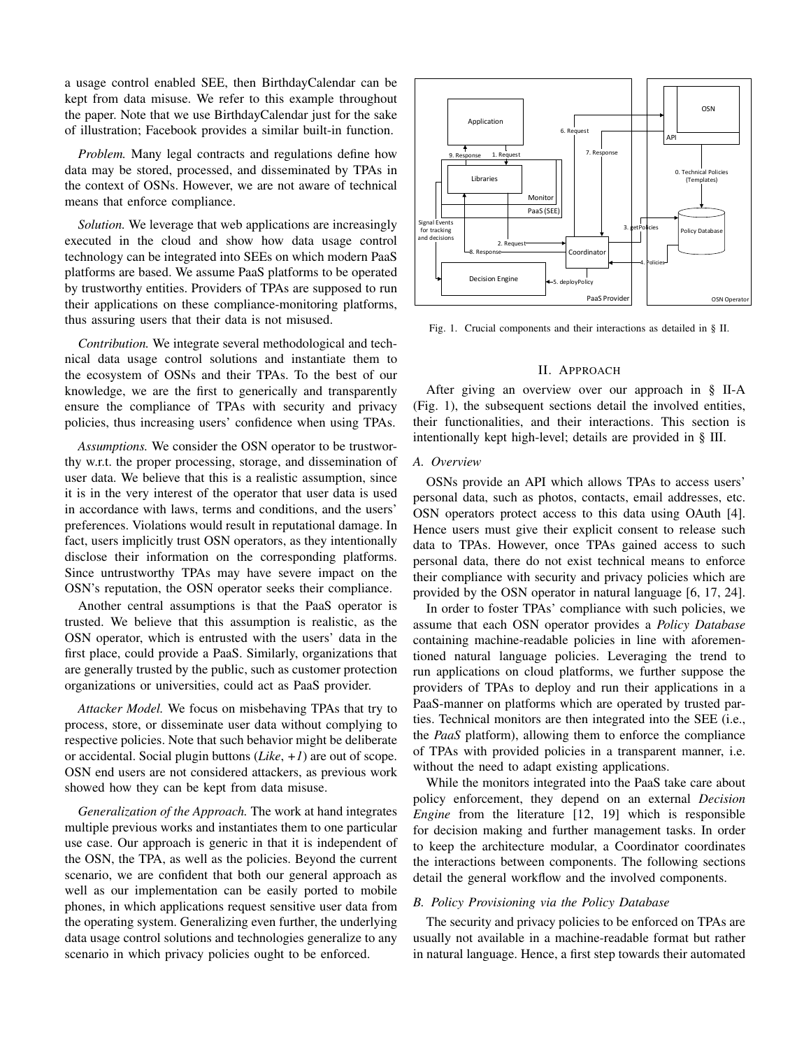a usage control enabled SEE, then BirthdayCalendar can be kept from data misuse. We refer to this example throughout the paper. Note that we use BirthdayCalendar just for the sake of illustration; Facebook provides a similar built-in function.

*Problem.* Many legal contracts and regulations define how data may be stored, processed, and disseminated by TPAs in the context of OSNs. However, we are not aware of technical means that enforce compliance.

*Solution.* We leverage that web applications are increasingly executed in the cloud and show how data usage control technology can be integrated into SEEs on which modern PaaS platforms are based. We assume PaaS platforms to be operated by trustworthy entities. Providers of TPAs are supposed to run their applications on these compliance-monitoring platforms, thus assuring users that their data is not misused.

*Contribution.* We integrate several methodological and technical data usage control solutions and instantiate them to the ecosystem of OSNs and their TPAs. To the best of our knowledge, we are the first to generically and transparently ensure the compliance of TPAs with security and privacy policies, thus increasing users' confidence when using TPAs.

*Assumptions.* We consider the OSN operator to be trustworthy w.r.t. the proper processing, storage, and dissemination of user data. We believe that this is a realistic assumption, since it is in the very interest of the operator that user data is used in accordance with laws, terms and conditions, and the users' preferences. Violations would result in reputational damage. In fact, users implicitly trust OSN operators, as they intentionally disclose their information on the corresponding platforms. Since untrustworthy TPAs may have severe impact on the OSN's reputation, the OSN operator seeks their compliance.

Another central assumptions is that the PaaS operator is trusted. We believe that this assumption is realistic, as the OSN operator, which is entrusted with the users' data in the first place, could provide a PaaS. Similarly, organizations that are generally trusted by the public, such as customer protection organizations or universities, could act as PaaS provider.

*Attacker Model.* We focus on misbehaving TPAs that try to process, store, or disseminate user data without complying to respective policies. Note that such behavior might be deliberate or accidental. Social plugin buttons (*Like*, *+1*) are out of scope. OSN end users are not considered attackers, as previous work showed how they can be kept from data misuse.

*Generalization of the Approach.* The work at hand integrates multiple previous works and instantiates them to one particular use case. Our approach is generic in that it is independent of the OSN, the TPA, as well as the policies. Beyond the current scenario, we are confident that both our general approach as well as our implementation can be easily ported to mobile phones, in which applications request sensitive user data from the operating system. Generalizing even further, the underlying data usage control solutions and technologies generalize to any scenario in which privacy policies ought to be enforced.

Fig. 1. Crucial components and their interactions as detailed in § II.

## II. Approach

After giving an overview over our approach in § II-A (Fig. 1), the subsequent sections detail the involved entities, their functionalities, and their interactions. This section is intentionally kept high-level; details are provided in § III.

### A. Overview

OSNs provide an API which allows TPAs to access users' personal data, such as photos, contacts, email addresses, etc. OSN operators protect access to this data using OAuth [4]. Hence users must give their explicit consent to release such data to TPAs. However, once TPAs gained access to such personal data, there do not exist technical means to enforce their compliance with security and privacy policies which are provided by the OSN operator in natural language [6, 17, 24].

In order to foster TPAs' compliance with such policies, we assume that each OSN operator provides a *Policy Database* containing machine-readable policies in line with aforementioned natural language policies. Leveraging the trend to run applications on cloud platforms, we further suppose the providers of TPAs to deploy and run their applications in a PaaS-manner on platforms which are operated by trusted parties. Technical monitors are then integrated into the SEE (i.e., the *PaaS* platform), allowing them to enforce the compliance of TPAs with provided policies in a transparent manner, i.e. without the need to adapt existing applications.

While the monitors integrated into the PaaS take care about policy enforcement, they depend on an external *Decision Engine* from the literature [12, 19] which is responsible for decision making and further management tasks. In order to keep the architecture modular, a Coordinator coordinates the interactions between components. The following sections detail the general workflow and the involved components.

### B. Policy Provisioning via the Policy Database

The security and privacy policies to be enforced on TPAs are usually not available in a machine-readable format but rather in natural language. Hence, a first step towards their automated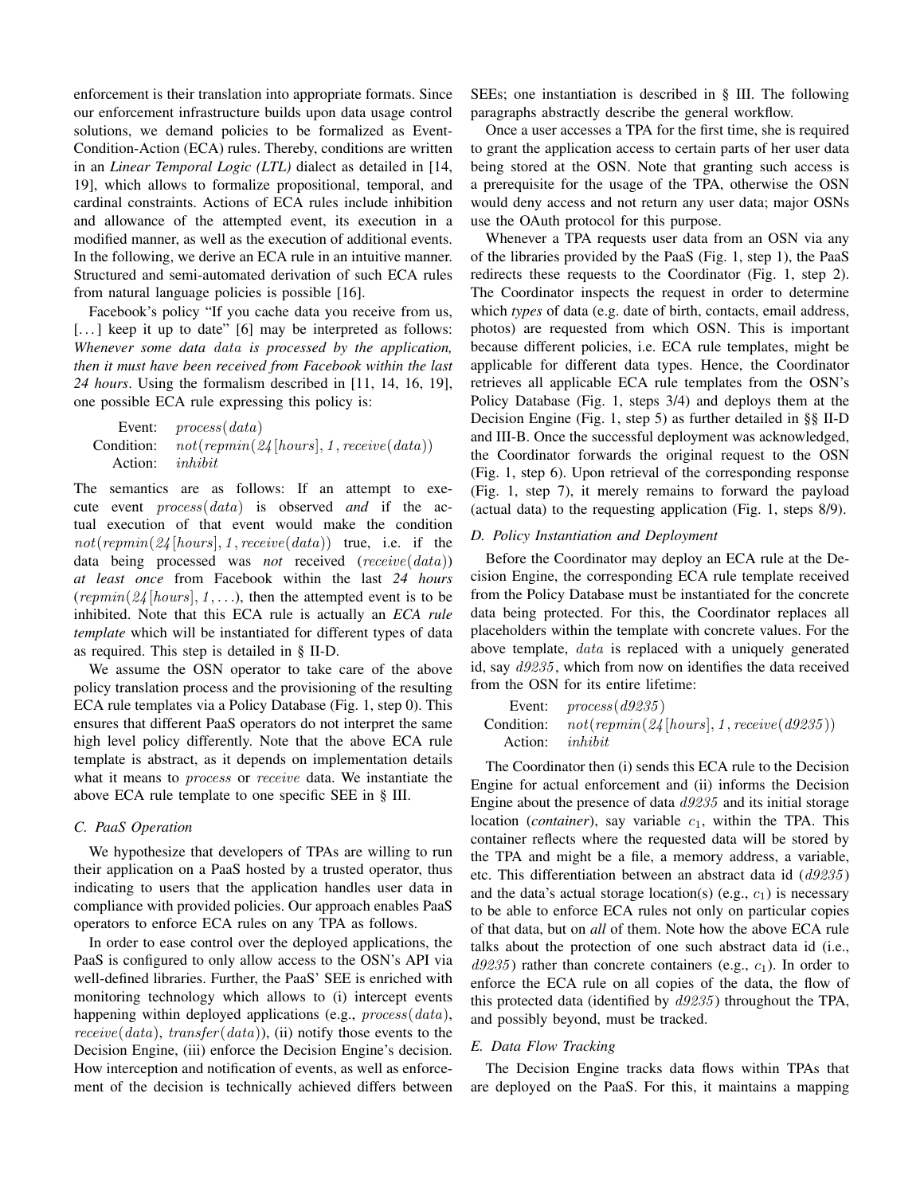enforcement is their translation into appropriate formats. Since our enforcement infrastructure builds upon data usage control solutions, we demand policies to be formalized as Event-Condition-Action (ECA) rules. Thereby, conditions are written in an *Linear Temporal Logic (LTL)* dialect as detailed in [14, 19], which allows to formalize propositional, temporal, and cardinal constraints. Actions of ECA rules include inhibition and allowance of the attempted event, its execution in a modified manner, as well as the execution of additional events. In the following, we derive an ECA rule in an intuitive manner. Structured and semi-automated derivation of such ECA rules from natural language policies is possible [16].

Facebook's policy "If you cache data you receive from us, [...] keep it up to date" [6] may be interpreted as follows: *Whenever some data $data$ is processed by the application, then it must have been received from Facebook within the last 24 hours*. Using the formalism described in [11, 14, 16, 19], one possible ECA rule expressing this policy is:

Event: $process(data)$
Condition: $not(repmin(24[hours], 1, receive(data))$
Action: $inhibit$

The semantics are as follows: If an attempt to execute event $process(data)$ is observed *and* if the actual execution of that event would make the condition $not(repmin(24[hours], 1, receive(data))$ true, i.e. if the data being processed was *not* received ($receive(data)$) *at least once* from Facebook within the last *24 hours* ($repmin(24[hours], 1, \ldots)$, then the attempted event is to be inhibited. Note that this ECA rule is actually an *ECA rule template* which will be instantiated for different types of data as required. This step is detailed in § II-D.

We assume the OSN operator to take care of the above policy translation process and the provisioning of the resulting ECA rule templates via a Policy Database (Fig. 1, step 0). This ensures that different PaaS operators do not interpret the same high level policy differently. Note that the above ECA rule template is abstract, as it depends on implementation details what it means to $process$ or $receive$ data. We instantiate the above ECA rule template to one specific SEE in § III.

### C. PaaS Operation

We hypothesize that developers of TPAs are willing to run their application on a PaaS hosted by a trusted operator, thus indicating to users that the application handles user data in compliance with provided policies. Our approach enables PaaS operators to enforce ECA rules on any TPA as follows.

In order to ease control over the deployed applications, the PaaS is configured to only allow access to the OSN's API via well-defined libraries. Further, the PaaS' SEE is enriched with monitoring technology which allows to (i) intercept events happening within deployed applications (e.g., $process(data)$, $receive(data)$, $transfer(data)$), (ii) notify those events to the Decision Engine, (iii) enforce the Decision Engine's decision. How interception and notification of events, as well as enforcement of the decision is technically achieved differs between SEEs; one instantiation is described in § III. The following paragraphs abstractly describe the general workflow.

Once a user accesses a TPA for the first time, she is required to grant the application access to certain parts of her user data being stored at the OSN. Note that granting such access is a prerequisite for the usage of the TPA, otherwise the OSN would deny access and not return any user data; major OSNs use the OAuth protocol for this purpose.

Whenever a TPA requests user data from an OSN via any of the libraries provided by the PaaS (Fig. 1, step 1), the PaaS redirects these requests to the Coordinator (Fig. 1, step 2). The Coordinator inspects the request in order to determine which *types* of data (e.g. date of birth, contacts, email address, photos) are requested from which OSN. This is important because different policies, i.e. ECA rule templates, might be applicable for different data types. Hence, the Coordinator retrieves all applicable ECA rule templates from the OSN's Policy Database (Fig. 1, steps 3/4) and deploys them at the Decision Engine (Fig. 1, step 5) as further detailed in §§ II-D and III-B. Once the successful deployment was acknowledged, the Coordinator forwards the original request to the OSN (Fig. 1, step 6). Upon retrieval of the corresponding response (Fig. 1, step 7), it merely remains to forward the payload (actual data) to the requesting application (Fig. 1, steps 8/9).

### D. Policy Instantiation and Deployment

Before the Coordinator may deploy an ECA rule at the Decision Engine, the corresponding ECA rule template received from the Policy Database must be instantiated for the concrete data being protected. For this, the Coordinator replaces all placeholders within the template with concrete values. For the above template, $data$ is replaced with a uniquely generated id, say $d9235$, which from now on identifies the data received from the OSN for its entire lifetime:

Event: $process(d9235)$
Condition: $not(repmin(24[hours], 1, receive(d9235))$
Action: $inhibit$

The Coordinator then (i) sends this ECA rule to the Decision Engine for actual enforcement and (ii) informs the Decision Engine about the presence of data $d9235$ and its initial storage location (*container*), say variable $c_1$, within the TPA. This container reflects where the requested data will be stored by the TPA and might be a file, a memory address, a variable, etc. This differentiation between an abstract data id ($d9235$) and the data's actual storage location(s) (e.g., $c_1$) is necessary to be able to enforce ECA rules not only on particular copies of that data, but on *all* of them. Note how the above ECA rule talks about the protection of one such abstract data id (i.e., $d9235$) rather than concrete containers (e.g., $c_1$). In order to enforce the ECA rule on all copies of the data, the flow of this protected data (identified by $d9235$) throughout the TPA, and possibly beyond, must be tracked.

### E. Data Flow Tracking

The Decision Engine tracks data flows within TPAs that are deployed on the PaaS. For this, it maintains a mapping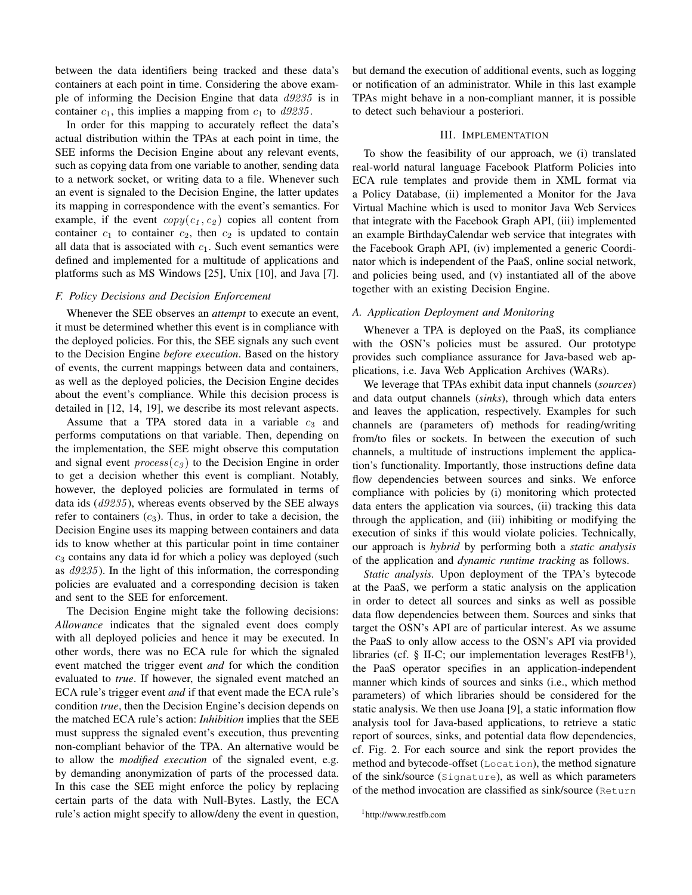between the data identifiers being tracked and these data's containers at each point in time. Considering the above example of informing the Decision Engine that data $d9235$ is in container $c_1$, this implies a mapping from $c_1$ to $d9235$.

In order for this mapping to accurately reflect the data's actual distribution within the TPAs at each point in time, the SEE informs the Decision Engine about any relevant events, such as copying data from one variable to another, sending data to a network socket, or writing data to a file. Whenever such an event is signaled to the Decision Engine, the latter updates its mapping in correspondence with the event's semantics. For example, if the event $copy(c_1, c_2)$ copies all content from container $c_1$ to container $c_2$, then $c_2$ is updated to contain all data that is associated with $c_1$. Such event semantics were defined and implemented for a multitude of applications and platforms such as MS Windows [25], Unix [10], and Java [7].

### F. Policy Decisions and Decision Enforcement

Whenever the SEE observes an *attempt* to execute an event, it must be determined whether this event is in compliance with the deployed policies. For this, the SEE signals any such event to the Decision Engine *before execution*. Based on the history of events, the current mappings between data and containers, as well as the deployed policies, the Decision Engine decides about the event's compliance. While this decision process is detailed in [12, 14, 19], we describe its most relevant aspects.

Assume that a TPA stored data in a variable $c_3$ and performs computations on that variable. Then, depending on the implementation, the SEE might observe this computation and signal event $process(c_3)$ to the Decision Engine in order to get a decision whether this event is compliant. Notably, however, the deployed policies are formulated in terms of data ids ($d9235$), whereas events observed by the SEE always refer to containers ($c_3$). Thus, in order to take a decision, the Decision Engine uses its mapping between containers and data ids to know whether at this particular point in time container $c_3$ contains any data id for which a policy was deployed (such as $d9235$). In the light of this information, the corresponding policies are evaluated and a corresponding decision is taken and sent to the SEE for enforcement.

The Decision Engine might take the following decisions: *Allowance* indicates that the signaled event does comply with all deployed policies and hence it may be executed. In other words, there was no ECA rule for which the signaled event matched the trigger event *and* for which the condition evaluated to *true*. If however, the signaled event matched an ECA rule's trigger event *and* if that event made the ECA rule's condition *true*, then the Decision Engine's decision depends on the matched ECA rule's action: *Inhibition* implies that the SEE must suppress the signaled event's execution, thus preventing non-compliant behavior of the TPA. An alternative would be to allow the *modified execution* of the signaled event, e.g. by demanding anonymization of parts of the processed data. In this case the SEE might enforce the policy by replacing certain parts of the data with Null-Bytes. Lastly, the ECA rule's action might specify to allow/deny the event in question, but demand the execution of additional events, such as logging or notification of an administrator. While in this last example TPAs might behave in a non-compliant manner, it is possible to detect such behaviour a posteriori.

## III. Implementation

To show the feasibility of our approach, we (i) translated real-world natural language Facebook Platform Policies into ECA rule templates and provide them in XML format via a Policy Database, (ii) implemented a Monitor for the Java Virtual Machine which is used to monitor Java Web Services that integrate with the Facebook Graph API, (iii) implemented an example BirthdayCalendar web service that integrates with the Facebook Graph API, (iv) implemented a generic Coordinator which is independent of the PaaS, online social network, and policies being used, and (v) instantiated all of the above together with an existing Decision Engine.

### A. Application Deployment and Monitoring

Whenever a TPA is deployed on the PaaS, its compliance with the OSN's policies must be assured. Our prototype provides such compliance assurance for Java-based web applications, i.e. Java Web Application Archives (WARs).

We leverage that TPAs exhibit data input channels (*sources*) and data output channels (*sinks*), through which data enters and leaves the application, respectively. Examples for such channels are (parameters of) methods for reading/writing from/to files or sockets. In between the execution of such channels, a multitude of instructions implement the application's functionality. Importantly, those instructions define data flow dependencies between sources and sinks. We enforce compliance with policies by (i) monitoring which protected data enters the application via sources, (ii) tracking this data through the application, and (iii) inhibiting or modifying the execution of sinks if this would violate policies. Technically, our approach is *hybrid* by performing both a *static analysis* of the application and *dynamic runtime tracking* as follows.

*Static analysis.* Upon deployment of the TPA's bytecode at the PaaS, we perform a static analysis on the application in order to detect all sources and sinks as well as possible data flow dependencies between them. Sources and sinks that target the OSN's API are of particular interest. As we assume the PaaS to only allow access to the OSN's API via provided libraries (cf. § II-C; our implementation leverages RestFB[1]), the PaaS operator specifies in an application-independent manner which kinds of sources and sinks (i.e., which method parameters) of which libraries should be considered for the static analysis. We then use Joana [9], a static information flow analysis tool for Java-based applications, to retrieve a static report of sources, sinks, and potential data flow dependencies, cf. Fig. 2. For each source and sink the report provides the method and bytecode-offset (`Location`), the method signature of the sink/source (`Signature`), as well as which parameters of the method invocation are classified as sink/source (`Return`

[1] http://www.restfb.com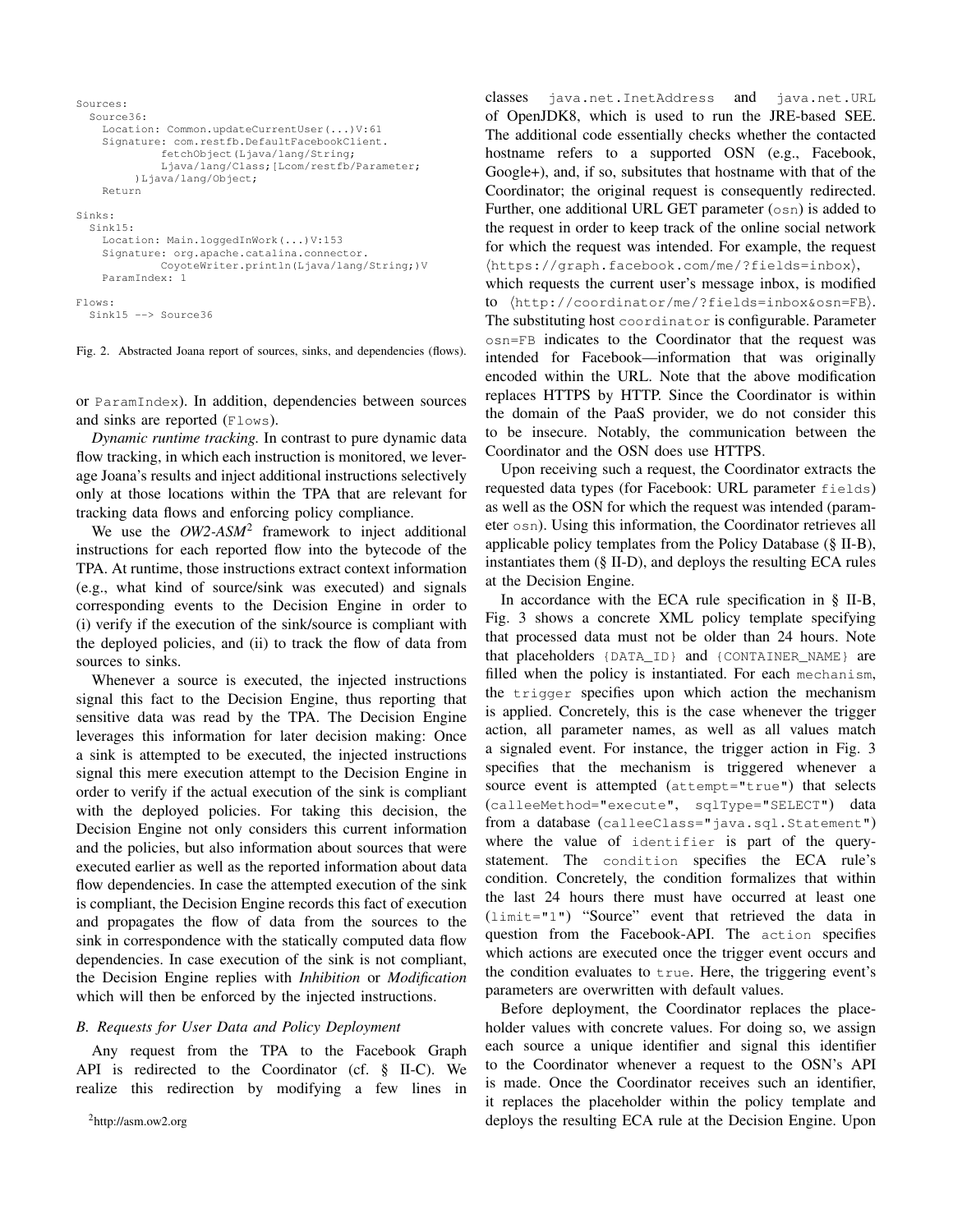```
Sources:
  Source36:
    Location: Common.updateCurrentUser(...)V:61
    Signature: com.restfb.DefaultFacebookClient.
             fetchObject(Ljava/lang/String;
             Ljava/lang/Class;[Lcom/restfb/Parameter;
         )Ljava/lang/Object;
    Return

Sinks:
  Sink15:
    Location: Main.loggedInWork(...)V:153
    Signature: org.apache.catalina.connector.
             CoyoteWriter.println(Ljava/lang/String;)V
    ParamIndex: 1

Flows:
  Sink15 --> Source36
```

Fig. 2. Abstracted Joana report of sources, sinks, and dependencies (flows).

or `ParamIndex`). In addition, dependencies between sources and sinks are reported (`Flows`).

*Dynamic runtime tracking.* In contrast to pure dynamic data flow tracking, in which each instruction is monitored, we leverage Joana's results and inject additional instructions selectively only at those locations within the TPA that are relevant for tracking data flows and enforcing policy compliance.

We use the *OW2-ASM*[2] framework to inject additional instructions for each reported flow into the bytecode of the TPA. At runtime, those instructions extract context information (e.g., what kind of source/sink was executed) and signals corresponding events to the Decision Engine in order to (i) verify if the execution of the sink/source is compliant with the deployed policies, and (ii) to track the flow of data from sources to sinks.

Whenever a source is executed, the injected instructions signal this fact to the Decision Engine, thus reporting that sensitive data was read by the TPA. The Decision Engine leverages this information for later decision making: Once a sink is attempted to be executed, the injected instructions signal this mere execution attempt to the Decision Engine in order to verify if the actual execution of the sink is compliant with the deployed policies. For taking this decision, the Decision Engine not only considers this current information and the policies, but also information about sources that were executed earlier as well as the reported information about data flow dependencies. In case the attempted execution of the sink is compliant, the Decision Engine records this fact of execution and propagates the flow of data from the sources to the sink in correspondence with the statically computed data flow dependencies. In case execution of the sink is not compliant, the Decision Engine replies with *Inhibition* or *Modification* which will then be enforced by the injected instructions.

### B. Requests for User Data and Policy Deployment

Any request from the TPA to the Facebook Graph API is redirected to the Coordinator (cf. § II-C). We realize this redirection by modifying a few lines in classes `java.net.InetAddress` and `java.net.URL` of OpenJDK8, which is used to run the JRE-based SEE. The additional code essentially checks whether the contacted hostname refers to a supported OSN (e.g., Facebook, Google+), and, if so, subsitutes that hostname with that of the Coordinator; the original request is consequently redirected. Further, one additional URL GET parameter (`osn`) is added to the request in order to keep track of the online social network for which the request was intended. For example, the request ⟨`https://graph.facebook.com/me/?fields=inbox`⟩, which requests the current user's message inbox, is modified to ⟨`http://coordinator/me/?fields=inbox&osn=FB`⟩. The substituting host `coordinator` is configurable. Parameter `osn=FB` indicates to the Coordinator that the request was intended for Facebook—information that was originally encoded within the URL. Note that the above modification replaces HTTPS by HTTP. Since the Coordinator is within the domain of the PaaS provider, we do not consider this to be insecure. Notably, the communication between the Coordinator and the OSN does use HTTPS.

Upon receiving such a request, the Coordinator extracts the requested data types (for Facebook: URL parameter `fields`) as well as the OSN for which the request was intended (parameter `osn`). Using this information, the Coordinator retrieves all applicable policy templates from the Policy Database (§ II-B), instantiates them (§ II-D), and deploys the resulting ECA rules at the Decision Engine.

In accordance with the ECA rule specification in § II-B, Fig. 3 shows a concrete XML policy template specifying that processed data must not be older than 24 hours. Note that placeholders `{DATA_ID}` and `{CONTAINER_NAME}` are filled when the policy is instantiated. For each `mechanism`, the `trigger` specifies upon which action the mechanism is applied. Concretely, this is the case whenever the trigger action, all parameter names, as well as all values match a signaled event. For instance, the trigger action in Fig. 3 specifies that the mechanism is triggered whenever a source event is attempted (`attempt="true"`) that selects (`calleeMethod="execute"`, `sqlType="SELECT"`) data from a database (`calleeClass="java.sql.Statement"`) where the value of `identifier` is part of the query-statement. The `condition` specifies the ECA rule's condition. Concretely, the condition formalizes that within the last 24 hours there must have occurred at least one (`limit="1"`) "Source" event that retrieved the data in question from the Facebook-API. The `action` specifies which actions are executed once the trigger event occurs and the condition evaluates to `true`. Here, the triggering event's parameters are overwritten with default values.

Before deployment, the Coordinator replaces the placeholder values with concrete values. For doing so, we assign each source a unique identifier and signal this identifier to the Coordinator whenever a request to the OSN's API is made. Once the Coordinator receives such an identifier, it replaces the placeholder within the policy template and deploys the resulting ECA rule at the Decision Engine. Upon

[2] http://asm.ow2.org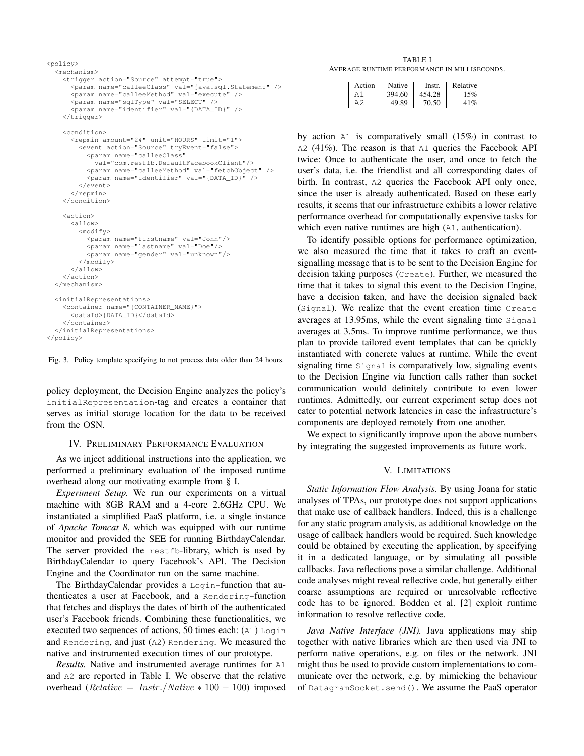```xml
<policy>
  <mechanism>
    <trigger action="Source" attempt="true">
      <param name="calleeClass" val="java.sql.Statement" />
      <param name="calleeMethod" val="execute" />
      <param name="sqlType" val="SELECT" />
      <param name="identifier" val="{DATA_ID}" />
    </trigger>

    <condition>
      <repmin amount="24" unit="HOURS" limit="1">
        <event action="Source" tryEvent="false">
          <param name="calleeClass"
            val="com.restfb.DefaultFacebookClient"/>
          <param name="calleeMethod" val="fetchObject" />
          <param name="identifier" val="{DATA_ID}" />
        </event>
      </repmin>
    </condition>

    <action>
      <allow>
        <modify>
          <param name="firstname" val="John"/>
          <param name="lastname" val="Doe"/>
          <param name="gender" val="unknown"/>
        </modify>
      </allow>
    </action>
  </mechanism>

  <initialRepresentations>
    <container name="{CONTAINER_NAME}">
      <dataId>{DATA_ID}</dataId>
    </container>
  </initialRepresentations>
</policy>
```

Fig. 3. Policy template specifying to not process data older than 24 hours.

policy deployment, the Decision Engine analyzes the policy's `initialRepresentation`-tag and creates a container that serves as initial storage location for the data to be received from the OSN.

## IV. Preliminary Performance Evaluation

As we inject additional instructions into the application, we performed a preliminary evaluation of the imposed runtime overhead along our motivating example from § I.

*Experiment Setup.* We run our experiments on a virtual machine with 8GB RAM and a 4-core 2.6GHz CPU. We instantiated a simplified PaaS platform, i.e. a single instance of *Apache Tomcat 8*, which was equipped with our runtime monitor and provided the SEE for running BirthdayCalendar. The server provided the `restfb`-library, which is used by BirthdayCalendar to query Facebook's API. The Decision Engine and the Coordinator run on the same machine.

The BirthdayCalendar provides a `Login`-function that authenticates a user at Facebook, and a `Rendering`-function that fetches and displays the dates of birth of the authenticated user's Facebook friends. Combining these functionalities, we executed two sequences of actions, 50 times each: (`A1`) `Login` and `Rendering`, and just (`A2`) `Rendering`. We measured the native and instrumented execution times of our prototype.

*Results.* Native and instrumented average runtimes for `A1` and `A2` are reported in Table I. We observe that the relative overhead ($Relative = Instr./Native * 100 - 100$) imposed

TABLE I
Average runtime performance in milliseconds.

| Action | Native | Instr. | Relative |
|---|---|---|---|
| A1 | 394.60 | 454.28 | 15% |
| A2 | 49.89 | 70.50 | 41% |

by action `A1` is comparatively small (15%) in contrast to `A2` (41%). The reason is that `A1` queries the Facebook API twice: Once to authenticate the user, and once to fetch the user's data, i.e. the friendlist and all corresponding dates of birth. In contrast, `A2` queries the Facebook API only once, since the user is already authenticated. Based on these early results, it seems that our infrastructure exhibits a lower relative performance overhead for computationally expensive tasks for which even native runtimes are high (`A1`, authentication).

To identify possible options for performance optimization, we also measured the time that it takes to craft an event-signalling message that is to be sent to the Decision Engine for decision taking purposes (`Create`). Further, we measured the time that it takes to signal this event to the Decision Engine, have a decision taken, and have the decision signaled back (`Signal`). We realize that the event creation time `Create` averages at 13.95ms, while the event signaling time `Signal` averages at 3.5ms. To improve runtime performance, we thus plan to provide tailored event templates that can be quickly instantiated with concrete values at runtime. While the event signaling time `Signal` is comparatively low, signaling events to the Decision Engine via function calls rather than socket communication would definitely contribute to even lower runtimes. Admittedly, our current experiment setup does not cater to potential network latencies in case the infrastructure's components are deployed remotely from one another.

We expect to significantly improve upon the above numbers by integrating the suggested improvements as future work.

## V. Limitations

*Static Information Flow Analysis.* By using Joana for static analyses of TPAs, our prototype does not support applications that make use of callback handlers. Indeed, this is a challenge for any static program analysis, as additional knowledge on the usage of callback handlers would be required. Such knowledge could be obtained by executing the application, by specifying it in a dedicated language, or by simulating all possible callbacks. Java reflections pose a similar challenge. Additional code analyses might reveal reflective code, but generally either coarse assumptions are required or unresolvable reflective code has to be ignored. Bodden et al. [2] exploit runtime information to resolve reflective code.

*Java Native Interface (JNI).* Java applications may ship together with native libraries which are then used via JNI to perform native operations, e.g. on files or the network. JNI might thus be used to provide custom implementations to communicate over the network, e.g. by mimicking the behaviour of `DatagramSocket.send()`. We assume the PaaS operator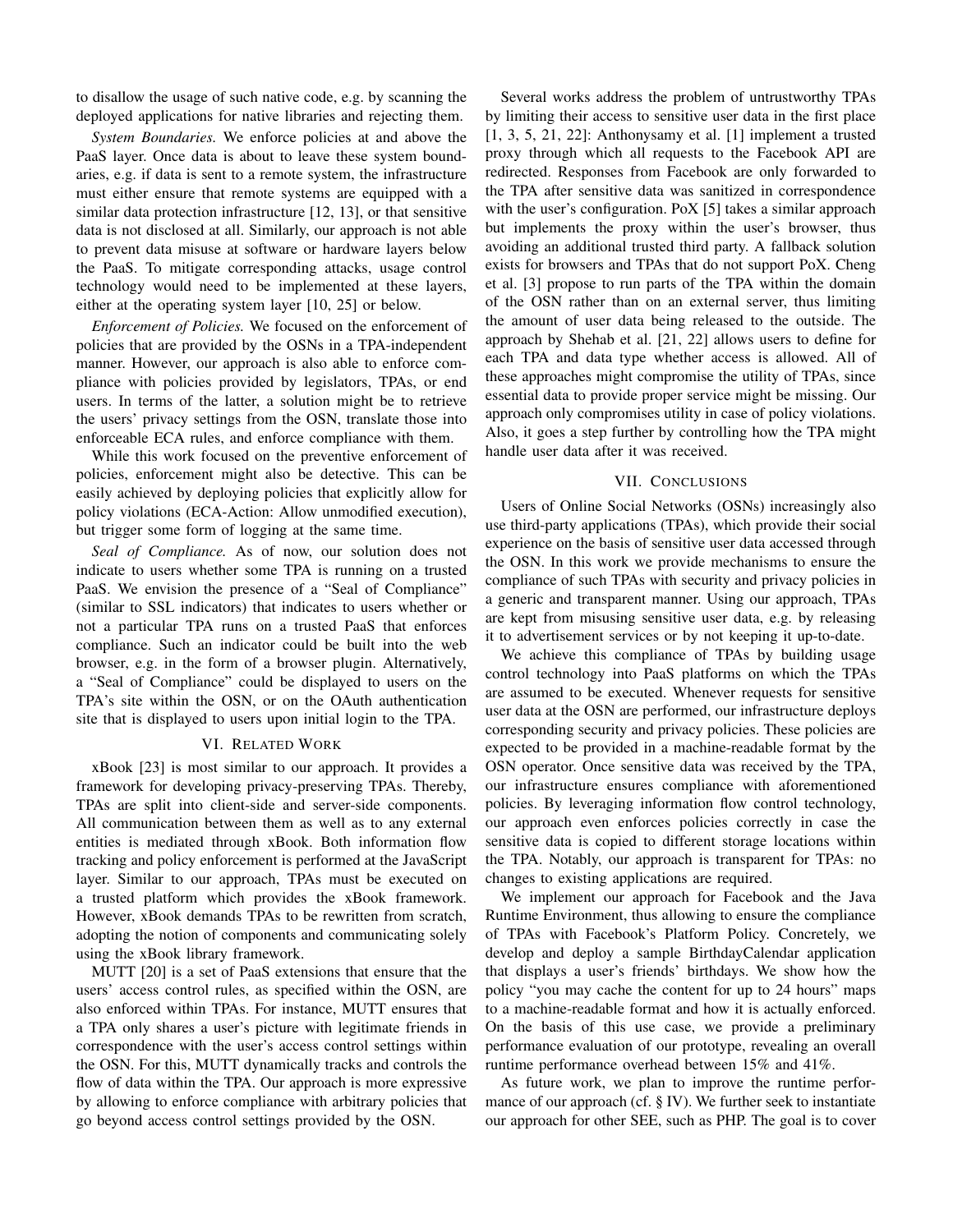to disallow the usage of such native code, e.g. by scanning the deployed applications for native libraries and rejecting them.

*System Boundaries.* We enforce policies at and above the PaaS layer. Once data is about to leave these system boundaries, e.g. if data is sent to a remote system, the infrastructure must either ensure that remote systems are equipped with a similar data protection infrastructure [12, 13], or that sensitive data is not disclosed at all. Similarly, our approach is not able to prevent data misuse at software or hardware layers below the PaaS. To mitigate corresponding attacks, usage control technology would need to be implemented at these layers, either at the operating system layer [10, 25] or below.

*Enforcement of Policies.* We focused on the enforcement of policies that are provided by the OSNs in a TPA-independent manner. However, our approach is also able to enforce compliance with policies provided by legislators, TPAs, or end users. In terms of the latter, a solution might be to retrieve the users' privacy settings from the OSN, translate those into enforceable ECA rules, and enforce compliance with them.

While this work focused on the preventive enforcement of policies, enforcement might also be detective. This can be easily achieved by deploying policies that explicitly allow for policy violations (ECA-Action: Allow unmodified execution), but trigger some form of logging at the same time.

*Seal of Compliance.* As of now, our solution does not indicate to users whether some TPA is running on a trusted PaaS. We envision the presence of a "Seal of Compliance" (similar to SSL indicators) that indicates to users whether or not a particular TPA runs on a trusted PaaS that enforces compliance. Such an indicator could be built into the web browser, e.g. in the form of a browser plugin. Alternatively, a "Seal of Compliance" could be displayed to users on the TPA's site within the OSN, or on the OAuth authentication site that is displayed to users upon initial login to the TPA.

## VI. Related Work

xBook [23] is most similar to our approach. It provides a framework for developing privacy-preserving TPAs. Thereby, TPAs are split into client-side and server-side components. All communication between them as well as to any external entities is mediated through xBook. Both information flow tracking and policy enforcement is performed at the JavaScript layer. Similar to our approach, TPAs must be executed on a trusted platform which provides the xBook framework. However, xBook demands TPAs to be rewritten from scratch, adopting the notion of components and communicating solely using the xBook library framework.

MUTT [20] is a set of PaaS extensions that ensure that the users' access control rules, as specified within the OSN, are also enforced within TPAs. For instance, MUTT ensures that a TPA only shares a user's picture with legitimate friends in correspondence with the user's access control settings within the OSN. For this, MUTT dynamically tracks and controls the flow of data within the TPA. Our approach is more expressive by allowing to enforce compliance with arbitrary policies that go beyond access control settings provided by the OSN.

Several works address the problem of untrustworthy TPAs by limiting their access to sensitive user data in the first place [1, 3, 5, 21, 22]: Anthonysamy et al. [1] implement a trusted proxy through which all requests to the Facebook API are redirected. Responses from Facebook are only forwarded to the TPA after sensitive data was sanitized in correspondence with the user's configuration. PoX [5] takes a similar approach but implements the proxy within the user's browser, thus avoiding an additional trusted third party. A fallback solution exists for browsers and TPAs that do not support PoX. Cheng et al. [3] propose to run parts of the TPA within the domain of the OSN rather than on an external server, thus limiting the amount of user data being released to the outside. The approach by Shehab et al. [21, 22] allows users to define for each TPA and data type whether access is allowed. All of these approaches might compromise the utility of TPAs, since essential data to provide proper service might be missing. Our approach only compromises utility in case of policy violations. Also, it goes a step further by controlling how the TPA might handle user data after it was received.

## VII. Conclusions

Users of Online Social Networks (OSNs) increasingly also use third-party applications (TPAs), which provide their social experience on the basis of sensitive user data accessed through the OSN. In this work we provide mechanisms to ensure the compliance of such TPAs with security and privacy policies in a generic and transparent manner. Using our approach, TPAs are kept from misusing sensitive user data, e.g. by releasing it to advertisement services or by not keeping it up-to-date.

We achieve this compliance of TPAs by building usage control technology into PaaS platforms on which the TPAs are assumed to be executed. Whenever requests for sensitive user data at the OSN are performed, our infrastructure deploys corresponding security and privacy policies. These policies are expected to be provided in a machine-readable format by the OSN operator. Once sensitive data was received by the TPA, our infrastructure ensures compliance with aforementioned policies. By leveraging information flow control technology, our approach even enforces policies correctly in case the sensitive data is copied to different storage locations within the TPA. Notably, our approach is transparent for TPAs: no changes to existing applications are required.

We implement our approach for Facebook and the Java Runtime Environment, thus allowing to ensure the compliance of TPAs with Facebook's Platform Policy. Concretely, we develop and deploy a sample BirthdayCalendar application that displays a user's friends' birthdays. We show how the policy "you may cache the content for up to 24 hours" maps to a machine-readable format and how it is actually enforced. On the basis of this use case, we provide a preliminary performance evaluation of our prototype, revealing an overall runtime performance overhead between 15% and 41%.

As future work, we plan to improve the runtime performance of our approach (cf. § IV). We further seek to instantiate our approach for other SEE, such as PHP. The goal is to cover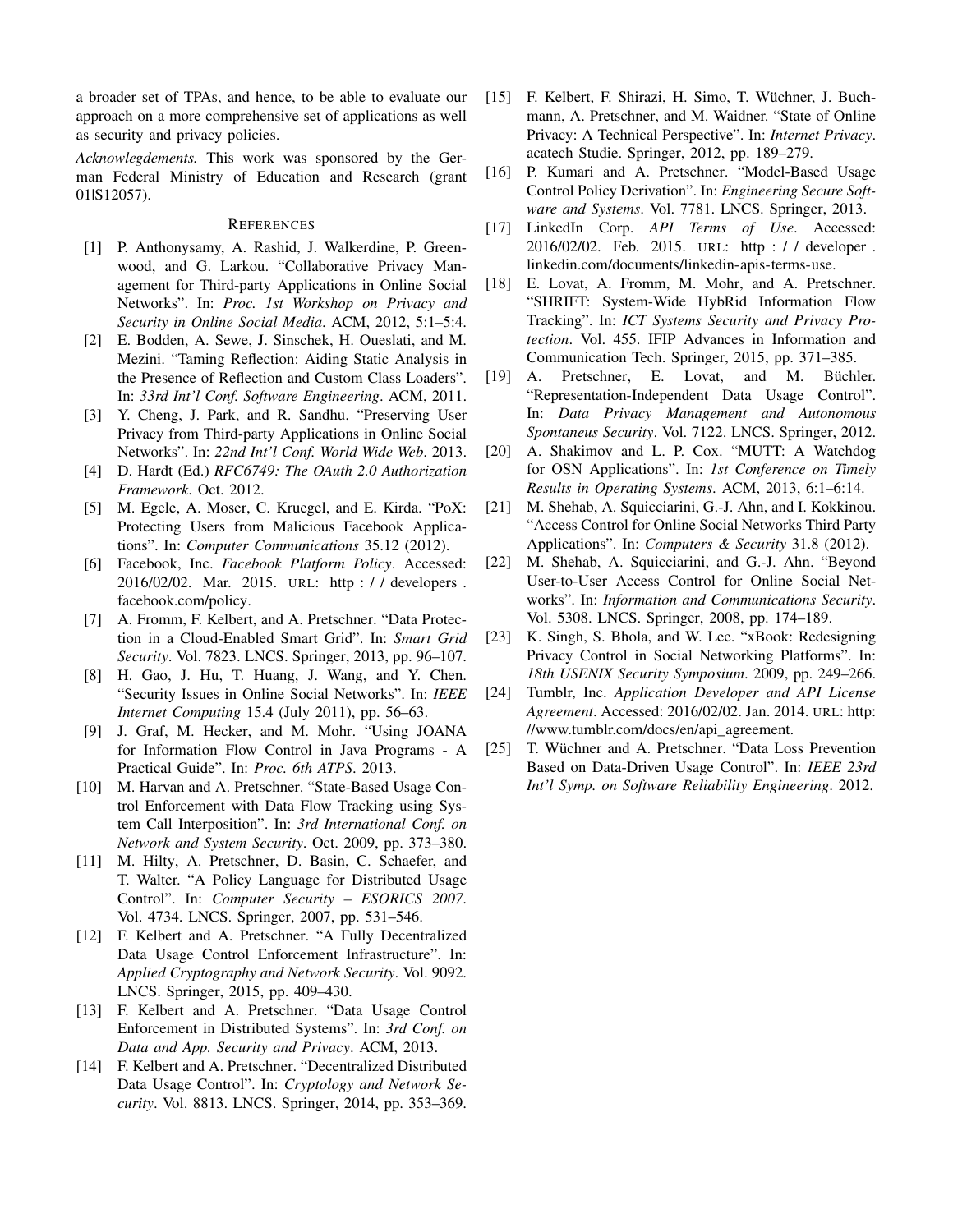a broader set of TPAs, and hence, to be able to evaluate our approach on a more comprehensive set of applications as well as security and privacy policies.

*Acknowlegdements.* This work was sponsored by the German Federal Ministry of Education and Research (grant 01|S12057).

## References

[1] P. Anthonysamy, A. Rashid, J. Walkerdine, P. Greenwood, and G. Larkou. "Collaborative Privacy Management for Third-party Applications in Online Social Networks". In: *Proc. 1st Workshop on Privacy and Security in Online Social Media*. ACM, 2012, 5:1–5:4.

[2] E. Bodden, A. Sewe, J. Sinschek, H. Oueslati, and M. Mezini. "Taming Reflection: Aiding Static Analysis in the Presence of Reflection and Custom Class Loaders". In: *33rd Int'l Conf. Software Engineering*. ACM, 2011.

[3] Y. Cheng, J. Park, and R. Sandhu. "Preserving User Privacy from Third-party Applications in Online Social Networks". In: *22nd Int'l Conf. World Wide Web*. 2013.

[4] D. Hardt (Ed.) *RFC6749: The OAuth 2.0 Authorization Framework*. Oct. 2012.

[5] M. Egele, A. Moser, C. Kruegel, and E. Kirda. "PoX: Protecting Users from Malicious Facebook Applications". In: *Computer Communications* 35.12 (2012).

[6] Facebook, Inc. *Facebook Platform Policy*. Accessed: 2016/02/02. Mar. 2015. URL: http://developers.facebook.com/policy.

[7] A. Fromm, F. Kelbert, and A. Pretschner. "Data Protection in a Cloud-Enabled Smart Grid". In: *Smart Grid Security*. Vol. 7823. LNCS. Springer, 2013, pp. 96–107.

[8] H. Gao, J. Hu, T. Huang, J. Wang, and Y. Chen. "Security Issues in Online Social Networks". In: *IEEE Internet Computing* 15.4 (July 2011), pp. 56–63.

[9] J. Graf, M. Hecker, and M. Mohr. "Using JOANA for Information Flow Control in Java Programs - A Practical Guide". In: *Proc. 6th ATPS*. 2013.

[10] M. Harvan and A. Pretschner. "State-Based Usage Control Enforcement with Data Flow Tracking using System Call Interposition". In: *3rd International Conf. on Network and System Security*. Oct. 2009, pp. 373–380.

[11] M. Hilty, A. Pretschner, D. Basin, C. Schaefer, and T. Walter. "A Policy Language for Distributed Usage Control". In: *Computer Security – ESORICS 2007*. Vol. 4734. LNCS. Springer, 2007, pp. 531–546.

[12] F. Kelbert and A. Pretschner. "A Fully Decentralized Data Usage Control Enforcement Infrastructure". In: *Applied Cryptography and Network Security*. Vol. 9092. LNCS. Springer, 2015, pp. 409–430.

[13] F. Kelbert and A. Pretschner. "Data Usage Control Enforcement in Distributed Systems". In: *3rd Conf. on Data and App. Security and Privacy*. ACM, 2013.

[14] F. Kelbert and A. Pretschner. "Decentralized Distributed Data Usage Control". In: *Cryptology and Network Security*. Vol. 8813. LNCS. Springer, 2014, pp. 353–369.

[15] F. Kelbert, F. Shirazi, H. Simo, T. Wüchner, J. Buchmann, A. Pretschner, and M. Waidner. "State of Online Privacy: A Technical Perspective". In: *Internet Privacy*. acatech Studie. Springer, 2012, pp. 189–279.

[16] P. Kumari and A. Pretschner. "Model-Based Usage Control Policy Derivation". In: *Engineering Secure Software and Systems*. Vol. 7781. LNCS. Springer, 2013.

[17] LinkedIn Corp. *API Terms of Use*. Accessed: 2016/02/02. Feb. 2015. URL: http://developer.linkedin.com/documents/linkedin-apis-terms-use.

[18] E. Lovat, A. Fromm, M. Mohr, and A. Pretschner. "SHRIFT: System-Wide HybRid Information Flow Tracking". In: *ICT Systems Security and Privacy Protection*. Vol. 455. IFIP Advances in Information and Communication Tech. Springer, 2015, pp. 371–385.

[19] A. Pretschner, E. Lovat, and M. Büchler. "Representation-Independent Data Usage Control". In: *Data Privacy Management and Autonomous Spontaneus Security*. Vol. 7122. LNCS. Springer, 2012.

[20] A. Shakimov and L. P. Cox. "MUTT: A Watchdog for OSN Applications". In: *1st Conference on Timely Results in Operating Systems*. ACM, 2013, 6:1–6:14.

[21] M. Shehab, A. Squicciarini, G.-J. Ahn, and I. Kokkinou. "Access Control for Online Social Networks Third Party Applications". In: *Computers & Security* 31.8 (2012).

[22] M. Shehab, A. Squicciarini, and G.-J. Ahn. "Beyond User-to-User Access Control for Online Social Networks". In: *Information and Communications Security*. Vol. 5308. LNCS. Springer, 2008, pp. 174–189.

[23] K. Singh, S. Bhola, and W. Lee. "xBook: Redesigning Privacy Control in Social Networking Platforms". In: *18th USENIX Security Symposium*. 2009, pp. 249–266.

[24] Tumblr, Inc. *Application Developer and API License Agreement*. Accessed: 2016/02/02. Jan. 2014. URL: http://www.tumblr.com/docs/en/api_agreement.

[25] T. Wüchner and A. Pretschner. "Data Loss Prevention Based on Data-Driven Usage Control". In: *IEEE 23rd Int'l Symp. on Software Reliability Engineering*. 2012.